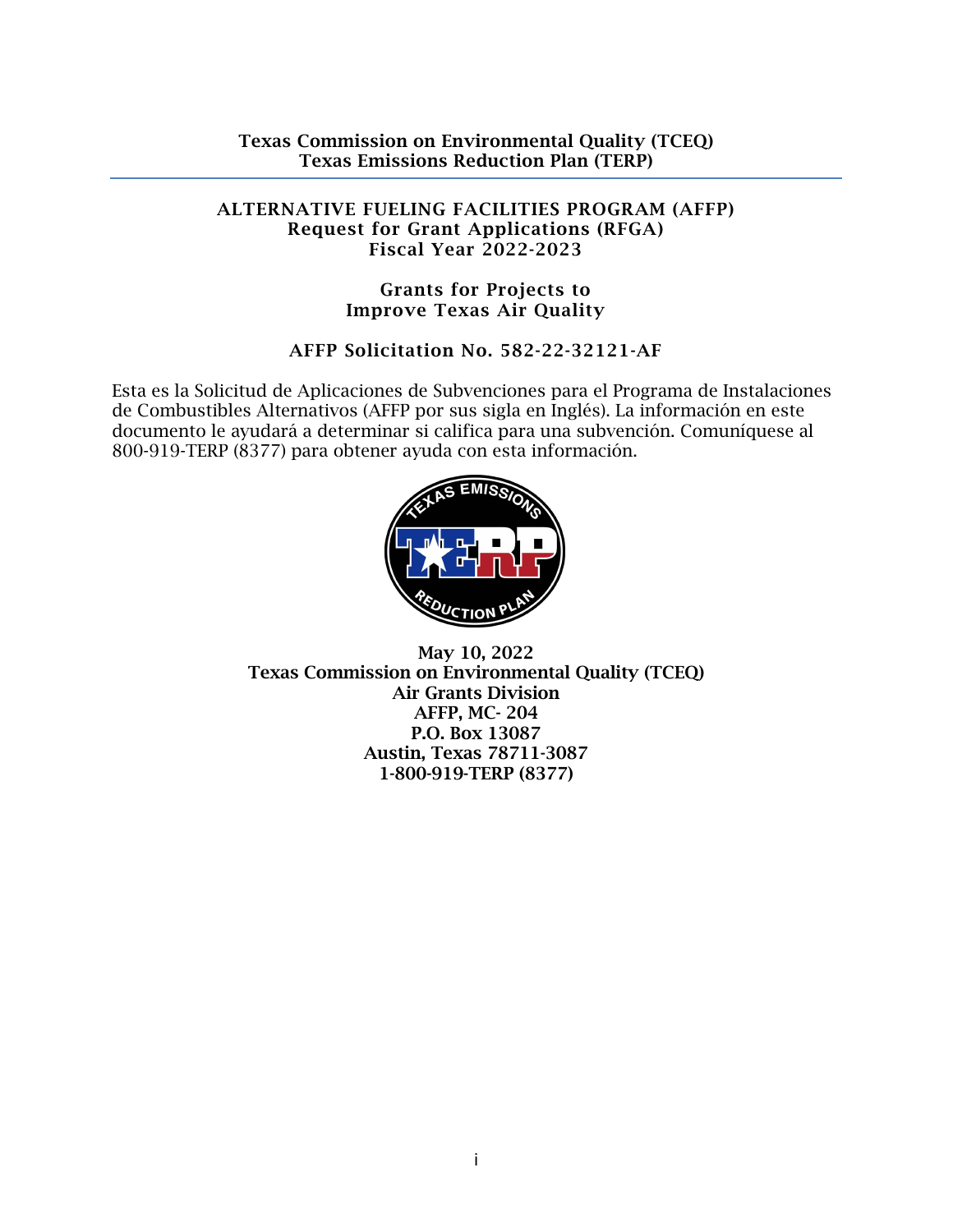**Texas Commission on Environmental Quality (TCEQ)**
**Texas Emissions Reduction Plan (TERP)**

# ALTERNATIVE FUELING FACILITIES PROGRAM (AFFP)
## Request for Grant Applications (RFGA)
## Fiscal Year 2022-2023

## Grants for Projects to Improve Texas Air Quality

## AFFP Solicitation No. 582-22-32121-AF

Esta es la Solicitud de Aplicaciones de Subvenciones para el Programa de Instalaciones de Combustibles Alternativos (AFFP por sus sigla en Inglés). La información en este documento le ayudará a determinar si califica para una subvención. Comuníquese al 800-919-TERP (8377) para obtener ayuda con esta información.

**May 10, 2022**
**Texas Commission on Environmental Quality (TCEQ)**
**Air Grants Division**
**AFFP, MC- 204**
**P.O. Box 13087**
**Austin, Texas 78711-3087**
**1-800-919-TERP (8377)**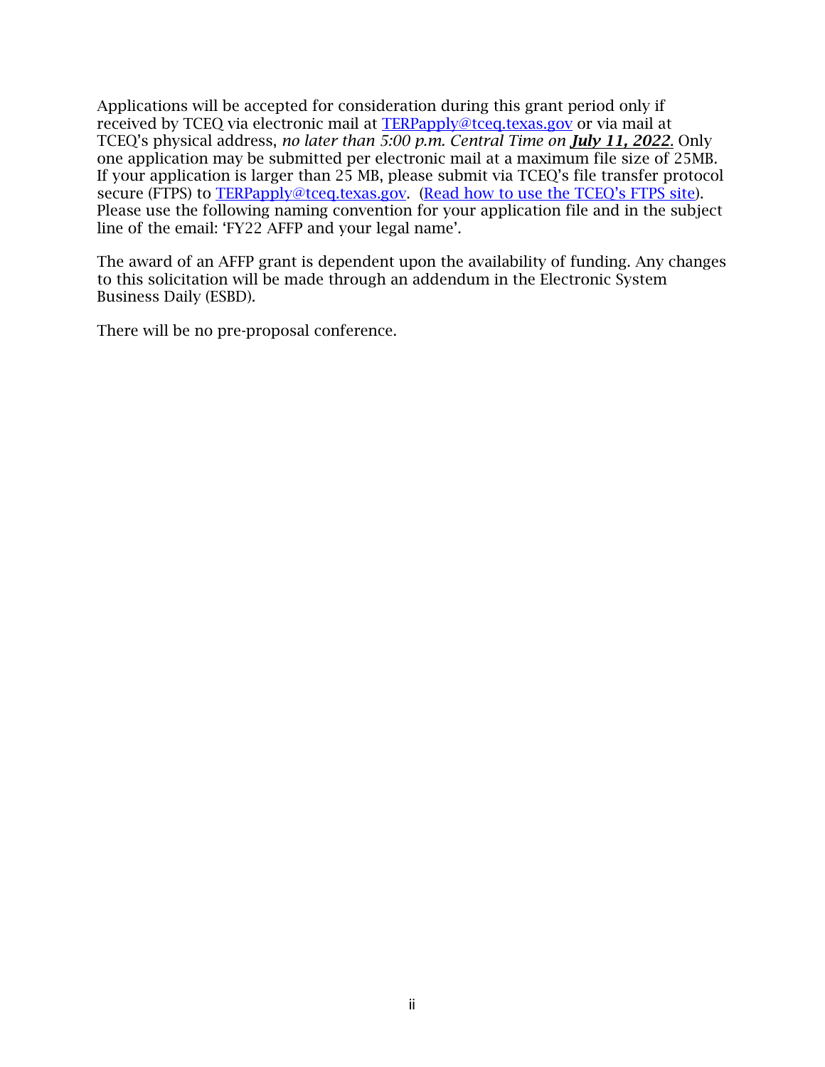Applications will be accepted for consideration during this grant period only if received by TCEQ via electronic mail at [TERPapply@tceq.texas.gov](mailto:TERPapply@tceq.texas.gov) or via mail at TCEQ's physical address, *no later than 5:00 p.m. Central Time on* ***July 11, 2022***. Only one application may be submitted per electronic mail at a maximum file size of 25MB. If your application is larger than 25 MB, please submit via TCEQ's file transfer protocol secure (FTPS) to [TERPapply@tceq.texas.gov](mailto:TERPapply@tceq.texas.gov). (Read how to use the TCEQ's FTPS site). Please use the following naming convention for your application file and in the subject line of the email: 'FY22 AFFP and your legal name'.

The award of an AFFP grant is dependent upon the availability of funding. Any changes to this solicitation will be made through an addendum in the Electronic System Business Daily (ESBD).

There will be no pre-proposal conference.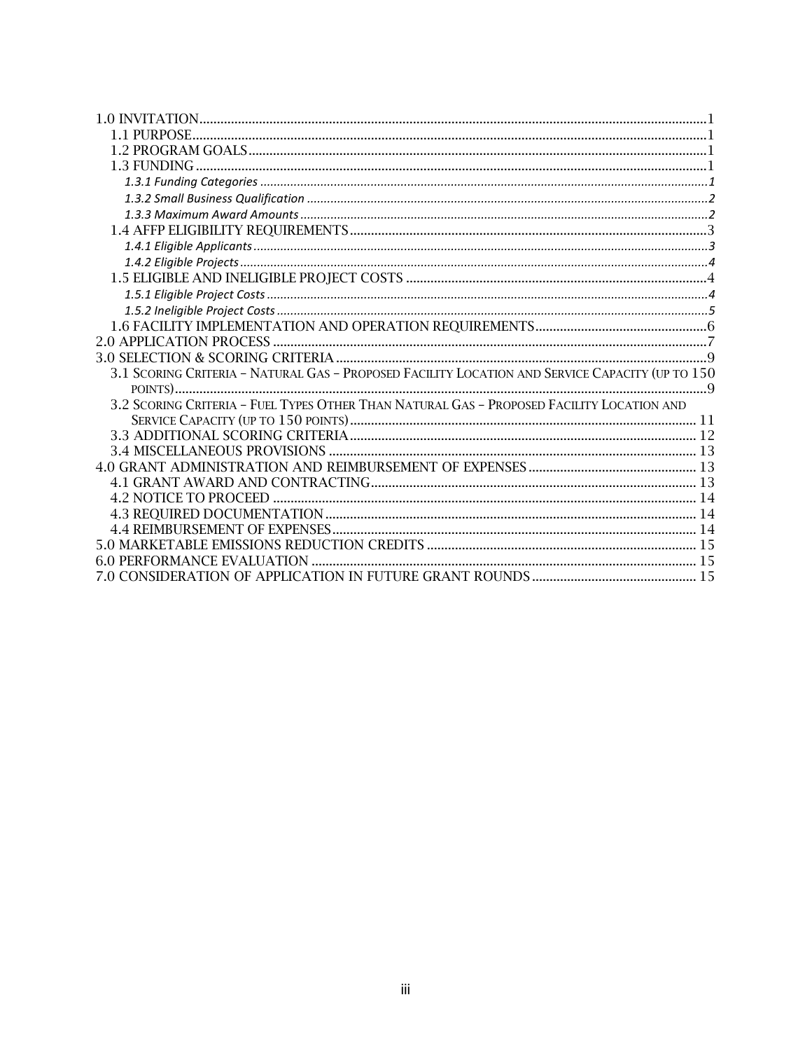1.0 INVITATION ..... 1
  1.1 PURPOSE ..... 1
  1.2 PROGRAM GOALS ..... 1
  1.3 FUNDING ..... 1
    *1.3.1 Funding Categories* ..... 1
    *1.3.2 Small Business Qualification* ..... 2
    *1.3.3 Maximum Award Amounts* ..... 2
  1.4 AFFP ELIGIBILITY REQUIREMENTS ..... 3
    *1.4.1 Eligible Applicants* ..... 3
    *1.4.2 Eligible Projects* ..... 4
  1.5 ELIGIBLE AND INELIGIBLE PROJECT COSTS ..... 4
    *1.5.1 Eligible Project Costs* ..... 4
    *1.5.2 Ineligible Project Costs* ..... 5
  1.6 FACILITY IMPLEMENTATION AND OPERATION REQUIREMENTS ..... 6
2.0 APPLICATION PROCESS ..... 7
3.0 SELECTION & SCORING CRITERIA ..... 9
  3.1 SCORING CRITERIA – NATURAL GAS – PROPOSED FACILITY LOCATION AND SERVICE CAPACITY (UP TO 150 POINTS) ..... 9
  3.2 SCORING CRITERIA – FUEL TYPES OTHER THAN NATURAL GAS – PROPOSED FACILITY LOCATION AND SERVICE CAPACITY (UP TO 150 POINTS) ..... 11
  3.3 ADDITIONAL SCORING CRITERIA ..... 12
  3.4 MISCELLANEOUS PROVISIONS ..... 13
4.0 GRANT ADMINISTRATION AND REIMBURSEMENT OF EXPENSES ..... 13
  4.1 GRANT AWARD AND CONTRACTING ..... 13
  4.2 NOTICE TO PROCEED ..... 14
  4.3 REQUIRED DOCUMENTATION ..... 14
  4.4 REIMBURSEMENT OF EXPENSES ..... 14
5.0 MARKETABLE EMISSIONS REDUCTION CREDITS ..... 15
6.0 PERFORMANCE EVALUATION ..... 15
7.0 CONSIDERATION OF APPLICATION IN FUTURE GRANT ROUNDS ..... 15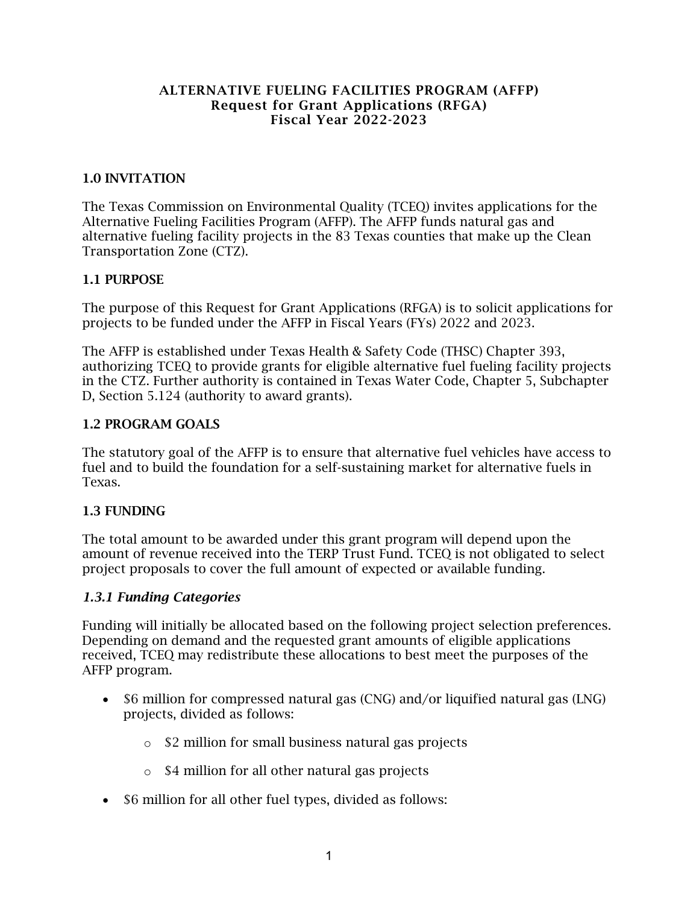**ALTERNATIVE FUELING FACILITIES PROGRAM (AFFP)**
**Request for Grant Applications (RFGA)**
**Fiscal Year 2022-2023**

## 1.0 INVITATION

The Texas Commission on Environmental Quality (TCEQ) invites applications for the Alternative Fueling Facilities Program (AFFP). The AFFP funds natural gas and alternative fueling facility projects in the 83 Texas counties that make up the Clean Transportation Zone (CTZ).

## 1.1 PURPOSE

The purpose of this Request for Grant Applications (RFGA) is to solicit applications for projects to be funded under the AFFP in Fiscal Years (FYs) 2022 and 2023.

The AFFP is established under Texas Health & Safety Code (THSC) Chapter 393, authorizing TCEQ to provide grants for eligible alternative fuel fueling facility projects in the CTZ. Further authority is contained in Texas Water Code, Chapter 5, Subchapter D, Section 5.124 (authority to award grants).

## 1.2 PROGRAM GOALS

The statutory goal of the AFFP is to ensure that alternative fuel vehicles have access to fuel and to build the foundation for a self-sustaining market for alternative fuels in Texas.

## 1.3 FUNDING

The total amount to be awarded under this grant program will depend upon the amount of revenue received into the TERP Trust Fund. TCEQ is not obligated to select project proposals to cover the full amount of expected or available funding.

### *1.3.1 Funding Categories*

Funding will initially be allocated based on the following project selection preferences. Depending on demand and the requested grant amounts of eligible applications received, TCEQ may redistribute these allocations to best meet the purposes of the AFFP program.

- $6 million for compressed natural gas (CNG) and/or liquified natural gas (LNG) projects, divided as follows:
  - $2 million for small business natural gas projects
  - $4 million for all other natural gas projects
- $6 million for all other fuel types, divided as follows: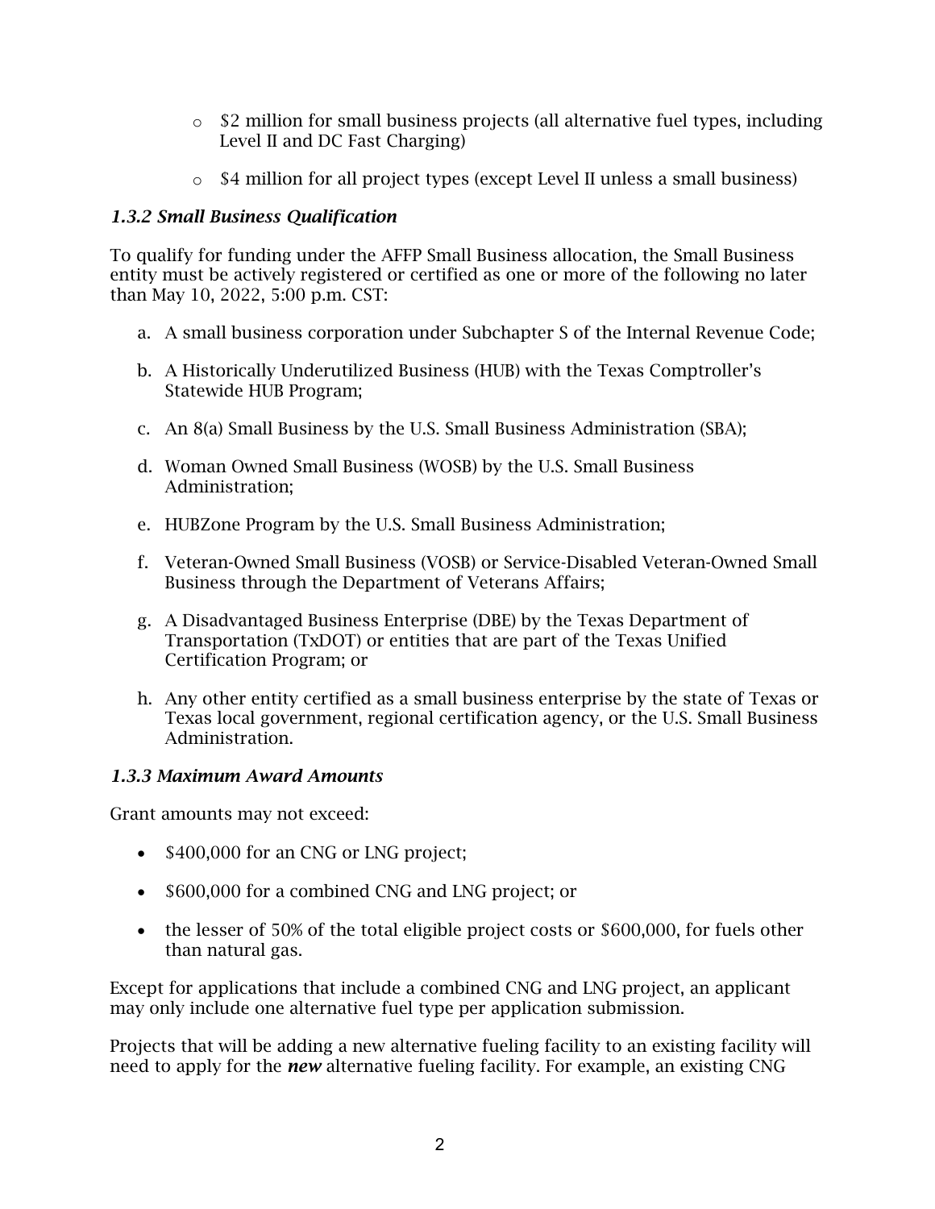- $2 million for small business projects (all alternative fuel types, including Level II and DC Fast Charging)
- $4 million for all project types (except Level II unless a small business)

### *1.3.2 Small Business Qualification*

To qualify for funding under the AFFP Small Business allocation, the Small Business entity must be actively registered or certified as one or more of the following no later than May 10, 2022, 5:00 p.m. CST:

a. A small business corporation under Subchapter S of the Internal Revenue Code;

b. A Historically Underutilized Business (HUB) with the Texas Comptroller's Statewide HUB Program;

c. An 8(a) Small Business by the U.S. Small Business Administration (SBA);

d. Woman Owned Small Business (WOSB) by the U.S. Small Business Administration;

e. HUBZone Program by the U.S. Small Business Administration;

f. Veteran-Owned Small Business (VOSB) or Service-Disabled Veteran-Owned Small Business through the Department of Veterans Affairs;

g. A Disadvantaged Business Enterprise (DBE) by the Texas Department of Transportation (TxDOT) or entities that are part of the Texas Unified Certification Program; or

h. Any other entity certified as a small business enterprise by the state of Texas or Texas local government, regional certification agency, or the U.S. Small Business Administration.

### *1.3.3 Maximum Award Amounts*

Grant amounts may not exceed:

- $400,000 for an CNG or LNG project;
- $600,000 for a combined CNG and LNG project; or
- the lesser of 50% of the total eligible project costs or $600,000, for fuels other than natural gas.

Except for applications that include a combined CNG and LNG project, an applicant may only include one alternative fuel type per application submission.

Projects that will be adding a new alternative fueling facility to an existing facility will need to apply for the ***new*** alternative fueling facility. For example, an existing CNG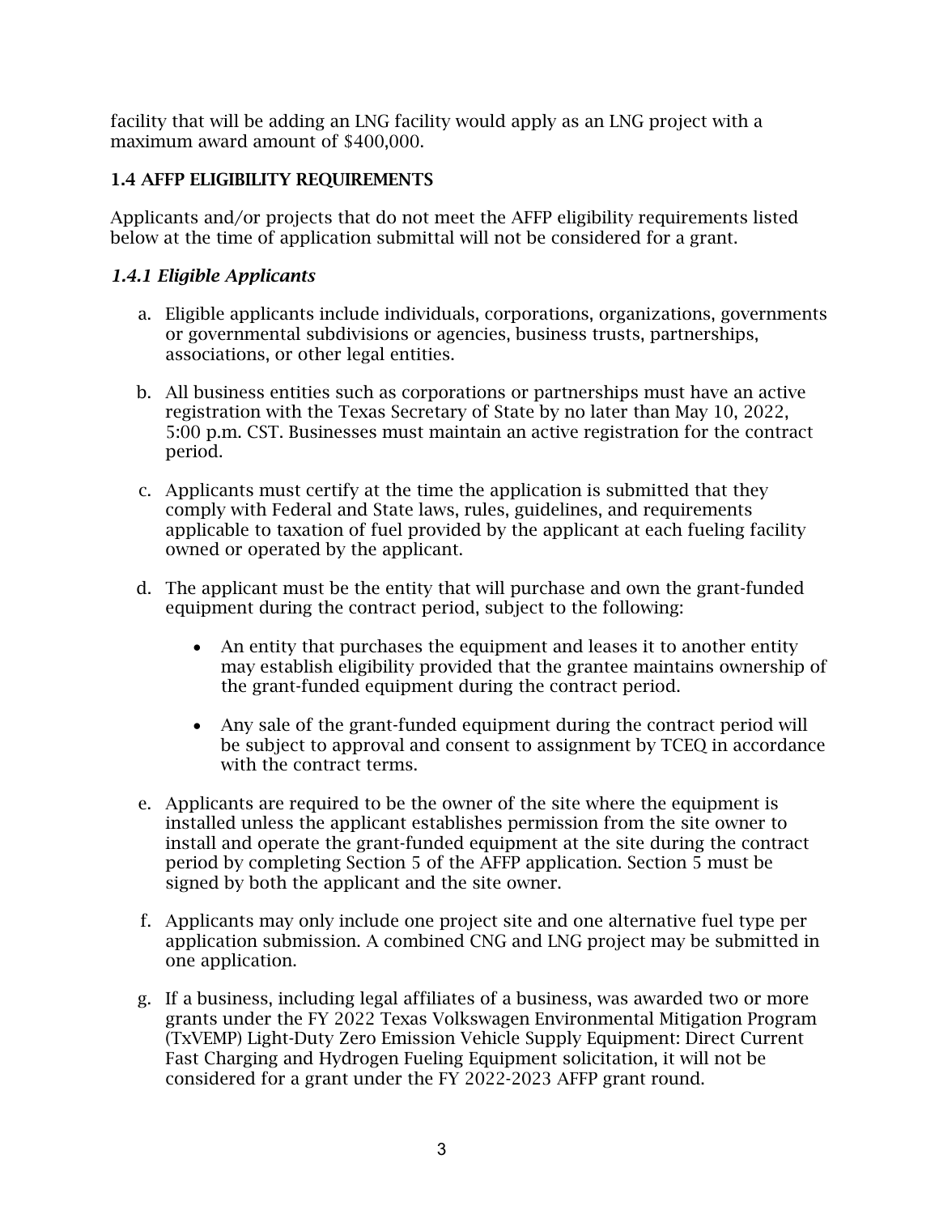facility that will be adding an LNG facility would apply as an LNG project with a maximum award amount of $400,000.

## 1.4 AFFP ELIGIBILITY REQUIREMENTS

Applicants and/or projects that do not meet the AFFP eligibility requirements listed below at the time of application submittal will not be considered for a grant.

### *1.4.1 Eligible Applicants*

a. Eligible applicants include individuals, corporations, organizations, governments or governmental subdivisions or agencies, business trusts, partnerships, associations, or other legal entities.

b. All business entities such as corporations or partnerships must have an active registration with the Texas Secretary of State by no later than May 10, 2022, 5:00 p.m. CST. Businesses must maintain an active registration for the contract period.

c. Applicants must certify at the time the application is submitted that they comply with Federal and State laws, rules, guidelines, and requirements applicable to taxation of fuel provided by the applicant at each fueling facility owned or operated by the applicant.

d. The applicant must be the entity that will purchase and own the grant-funded equipment during the contract period, subject to the following:

    - An entity that purchases the equipment and leases it to another entity may establish eligibility provided that the grantee maintains ownership of the grant-funded equipment during the contract period.

    - Any sale of the grant-funded equipment during the contract period will be subject to approval and consent to assignment by TCEQ in accordance with the contract terms.

e. Applicants are required to be the owner of the site where the equipment is installed unless the applicant establishes permission from the site owner to install and operate the grant-funded equipment at the site during the contract period by completing Section 5 of the AFFP application. Section 5 must be signed by both the applicant and the site owner.

f. Applicants may only include one project site and one alternative fuel type per application submission. A combined CNG and LNG project may be submitted in one application.

g. If a business, including legal affiliates of a business, was awarded two or more grants under the FY 2022 Texas Volkswagen Environmental Mitigation Program (TxVEMP) Light-Duty Zero Emission Vehicle Supply Equipment: Direct Current Fast Charging and Hydrogen Fueling Equipment solicitation, it will not be considered for a grant under the FY 2022-2023 AFFP grant round.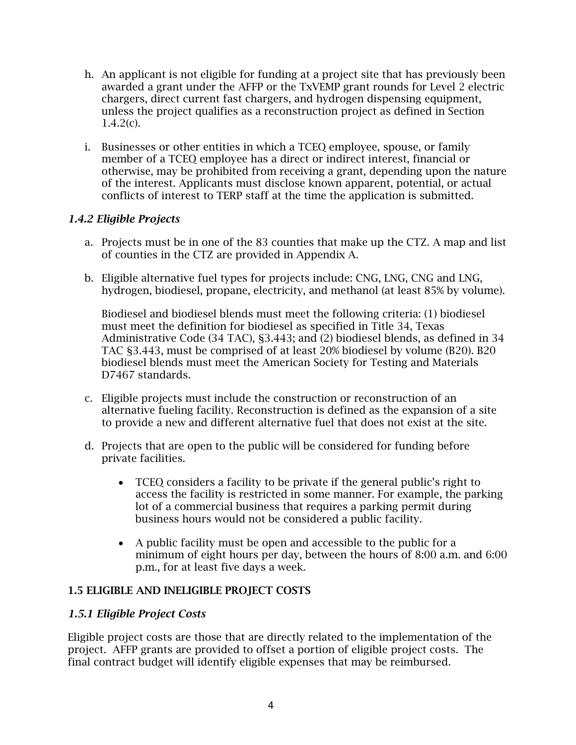h. An applicant is not eligible for funding at a project site that has previously been awarded a grant under the AFFP or the TxVEMP grant rounds for Level 2 electric chargers, direct current fast chargers, and hydrogen dispensing equipment, unless the project qualifies as a reconstruction project as defined in Section 1.4.2(c).

i. Businesses or other entities in which a TCEQ employee, spouse, or family member of a TCEQ employee has a direct or indirect interest, financial or otherwise, may be prohibited from receiving a grant, depending upon the nature of the interest. Applicants must disclose known apparent, potential, or actual conflicts of interest to TERP staff at the time the application is submitted.

### *1.4.2 Eligible Projects*

a. Projects must be in one of the 83 counties that make up the CTZ. A map and list of counties in the CTZ are provided in Appendix A.

b. Eligible alternative fuel types for projects include: CNG, LNG, CNG and LNG, hydrogen, biodiesel, propane, electricity, and methanol (at least 85% by volume).

   Biodiesel and biodiesel blends must meet the following criteria: (1) biodiesel must meet the definition for biodiesel as specified in Title 34, Texas Administrative Code (34 TAC), §3.443; and (2) biodiesel blends, as defined in 34 TAC §3.443, must be comprised of at least 20% biodiesel by volume (B20). B20 biodiesel blends must meet the American Society for Testing and Materials D7467 standards.

c. Eligible projects must include the construction or reconstruction of an alternative fueling facility. Reconstruction is defined as the expansion of a site to provide a new and different alternative fuel that does not exist at the site.

d. Projects that are open to the public will be considered for funding before private facilities.

   - TCEQ considers a facility to be private if the general public's right to access the facility is restricted in some manner. For example, the parking lot of a commercial business that requires a parking permit during business hours would not be considered a public facility.
   - A public facility must be open and accessible to the public for a minimum of eight hours per day, between the hours of 8:00 a.m. and 6:00 p.m., for at least five days a week.

## 1.5 ELIGIBLE AND INELIGIBLE PROJECT COSTS

### *1.5.1 Eligible Project Costs*

Eligible project costs are those that are directly related to the implementation of the project. AFFP grants are provided to offset a portion of eligible project costs. The final contract budget will identify eligible expenses that may be reimbursed.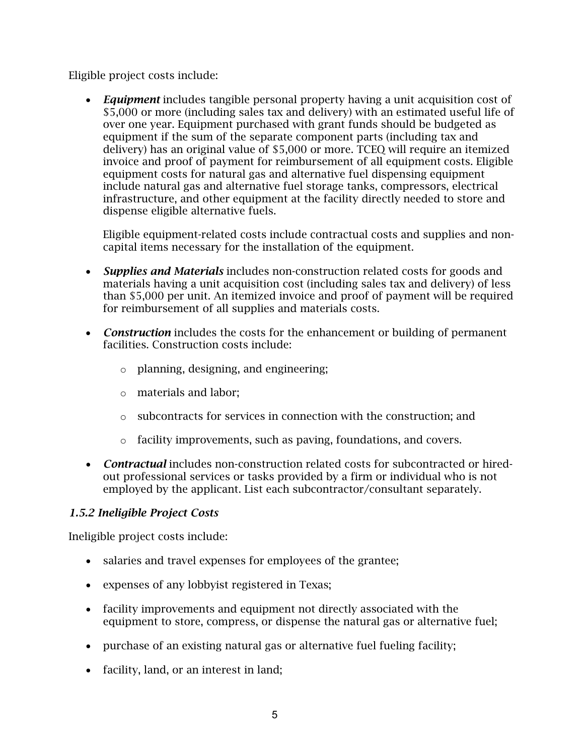Eligible project costs include:

- ***Equipment*** includes tangible personal property having a unit acquisition cost of $5,000 or more (including sales tax and delivery) with an estimated useful life of over one year. Equipment purchased with grant funds should be budgeted as equipment if the sum of the separate component parts (including tax and delivery) has an original value of $5,000 or more. TCEQ will require an itemized invoice and proof of payment for reimbursement of all equipment costs. Eligible equipment costs for natural gas and alternative fuel dispensing equipment include natural gas and alternative fuel storage tanks, compressors, electrical infrastructure, and other equipment at the facility directly needed to store and dispense eligible alternative fuels.

  Eligible equipment-related costs include contractual costs and supplies and non-capital items necessary for the installation of the equipment.

- ***Supplies and Materials*** includes non-construction related costs for goods and materials having a unit acquisition cost (including sales tax and delivery) of less than $5,000 per unit. An itemized invoice and proof of payment will be required for reimbursement of all supplies and materials costs.

- ***Construction*** includes the costs for the enhancement or building of permanent facilities. Construction costs include:

  - planning, designing, and engineering;
  - materials and labor;
  - subcontracts for services in connection with the construction; and
  - facility improvements, such as paving, foundations, and covers.

- ***Contractual*** includes non-construction related costs for subcontracted or hired-out professional services or tasks provided by a firm or individual who is not employed by the applicant. List each subcontractor/consultant separately.

### *1.5.2 Ineligible Project Costs*

Ineligible project costs include:

- salaries and travel expenses for employees of the grantee;
- expenses of any lobbyist registered in Texas;
- facility improvements and equipment not directly associated with the equipment to store, compress, or dispense the natural gas or alternative fuel;
- purchase of an existing natural gas or alternative fuel fueling facility;
- facility, land, or an interest in land;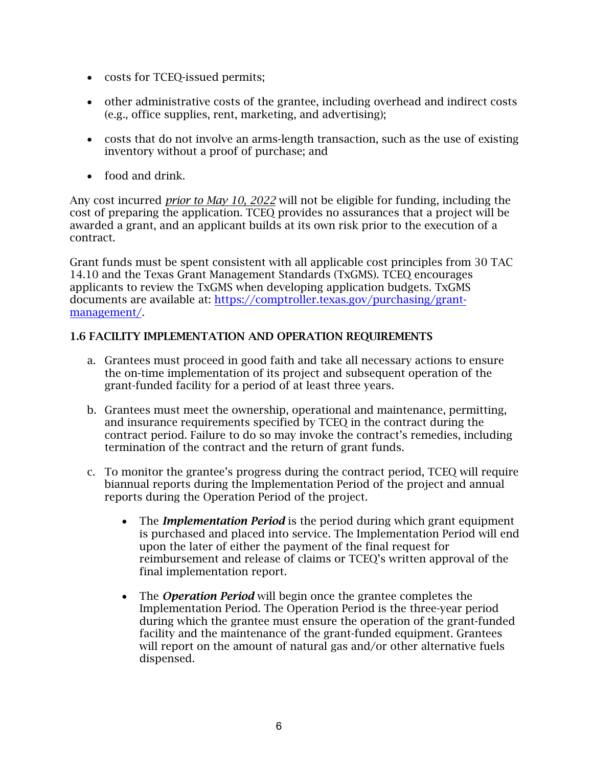- costs for TCEQ-issued permits;
- other administrative costs of the grantee, including overhead and indirect costs (e.g., office supplies, rent, marketing, and advertising);
- costs that do not involve an arms-length transaction, such as the use of existing inventory without a proof of purchase; and
- food and drink.

Any cost incurred *prior to May 10, 2022* will not be eligible for funding, including the cost of preparing the application. TCEQ provides no assurances that a project will be awarded a grant, and an applicant builds at its own risk prior to the execution of a contract.

Grant funds must be spent consistent with all applicable cost principles from 30 TAC 14.10 and the Texas Grant Management Standards (TxGMS). TCEQ encourages applicants to review the TxGMS when developing application budgets. TxGMS documents are available at: [https://comptroller.texas.gov/purchasing/grant-management/](https://comptroller.texas.gov/purchasing/grant-management/).

### 1.6 FACILITY IMPLEMENTATION AND OPERATION REQUIREMENTS

a. Grantees must proceed in good faith and take all necessary actions to ensure the on-time implementation of its project and subsequent operation of the grant-funded facility for a period of at least three years.

b. Grantees must meet the ownership, operational and maintenance, permitting, and insurance requirements specified by TCEQ in the contract during the contract period. Failure to do so may invoke the contract's remedies, including termination of the contract and the return of grant funds.

c. To monitor the grantee's progress during the contract period, TCEQ will require biannual reports during the Implementation Period of the project and annual reports during the Operation Period of the project.

   - The ***Implementation Period*** is the period during which grant equipment is purchased and placed into service. The Implementation Period will end upon the later of either the payment of the final request for reimbursement and release of claims or TCEQ's written approval of the final implementation report.
   - The ***Operation Period*** will begin once the grantee completes the Implementation Period. The Operation Period is the three-year period during which the grantee must ensure the operation of the grant-funded facility and the maintenance of the grant-funded equipment. Grantees will report on the amount of natural gas and/or other alternative fuels dispensed.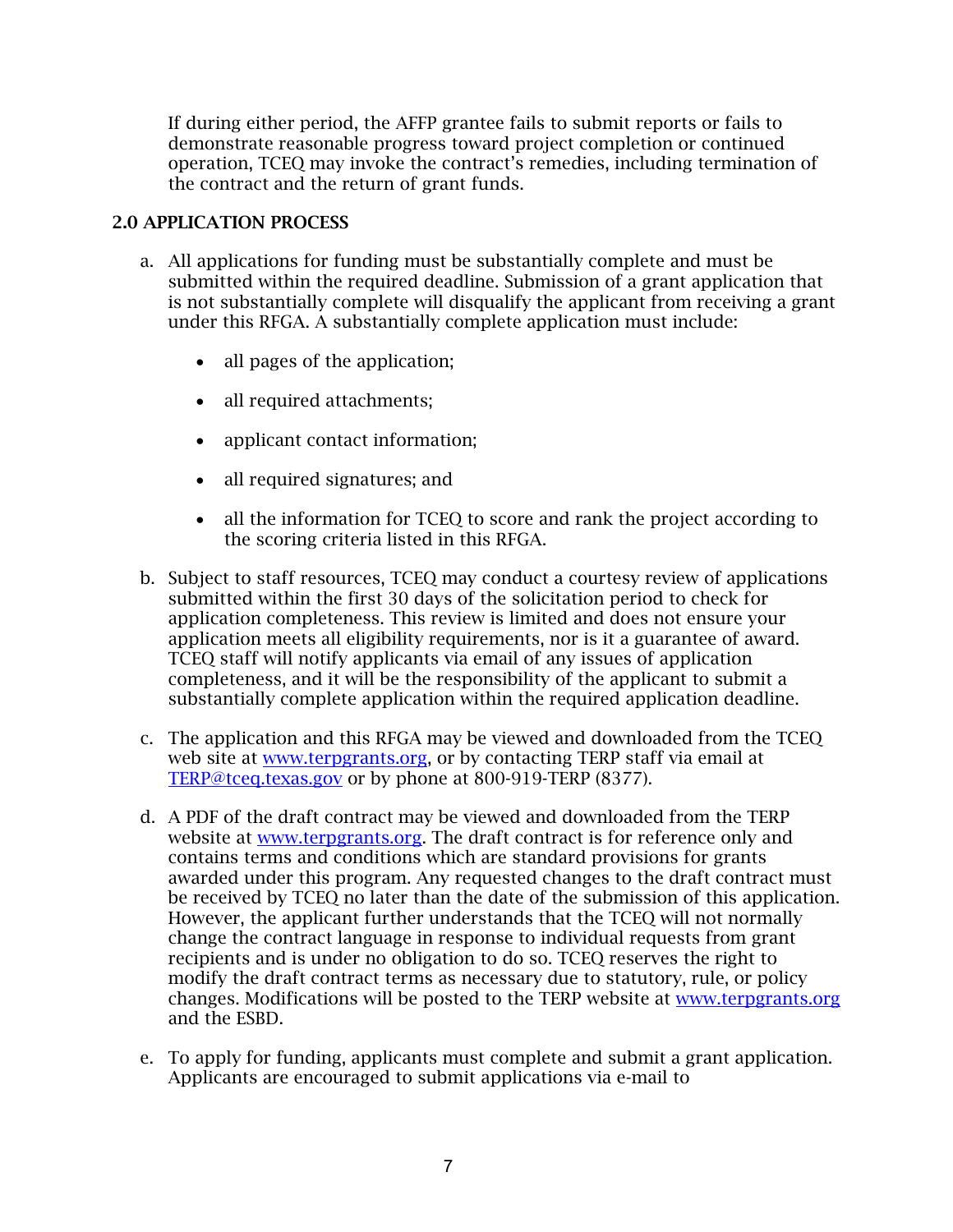If during either period, the AFFP grantee fails to submit reports or fails to demonstrate reasonable progress toward project completion or continued operation, TCEQ may invoke the contract's remedies, including termination of the contract and the return of grant funds.

## 2.0 APPLICATION PROCESS

a. All applications for funding must be substantially complete and must be submitted within the required deadline. Submission of a grant application that is not substantially complete will disqualify the applicant from receiving a grant under this RFGA. A substantially complete application must include:

   - all pages of the application;
   - all required attachments;
   - applicant contact information;
   - all required signatures; and
   - all the information for TCEQ to score and rank the project according to the scoring criteria listed in this RFGA.

b. Subject to staff resources, TCEQ may conduct a courtesy review of applications submitted within the first 30 days of the solicitation period to check for application completeness. This review is limited and does not ensure your application meets all eligibility requirements, nor is it a guarantee of award. TCEQ staff will notify applicants via email of any issues of application completeness, and it will be the responsibility of the applicant to submit a substantially complete application within the required application deadline.

c. The application and this RFGA may be viewed and downloaded from the TCEQ web site at [www.terpgrants.org](http://www.terpgrants.org), or by contacting TERP staff via email at [TERP@tceq.texas.gov](mailto:TERP@tceq.texas.gov) or by phone at 800-919-TERP (8377).

d. A PDF of the draft contract may be viewed and downloaded from the TERP website at [www.terpgrants.org](http://www.terpgrants.org). The draft contract is for reference only and contains terms and conditions which are standard provisions for grants awarded under this program. Any requested changes to the draft contract must be received by TCEQ no later than the date of the submission of this application. However, the applicant further understands that the TCEQ will not normally change the contract language in response to individual requests from grant recipients and is under no obligation to do so. TCEQ reserves the right to modify the draft contract terms as necessary due to statutory, rule, or policy changes. Modifications will be posted to the TERP website at [www.terpgrants.org](http://www.terpgrants.org) and the ESBD.

e. To apply for funding, applicants must complete and submit a grant application. Applicants are encouraged to submit applications via e-mail to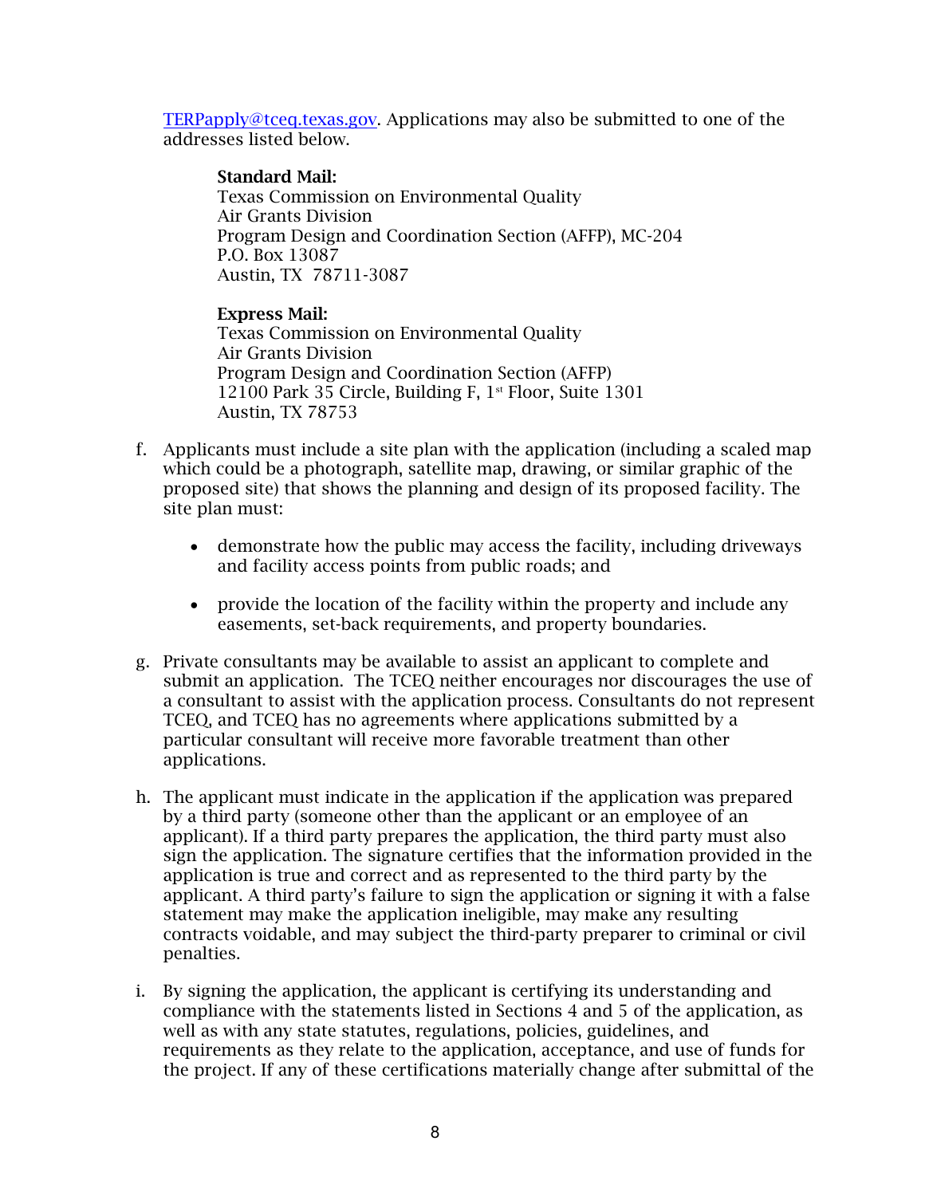TERPapply@tceq.texas.gov. Applications may also be submitted to one of the addresses listed below.

> **Standard Mail:**
> Texas Commission on Environmental Quality
> Air Grants Division
> Program Design and Coordination Section (AFFP), MC-204
> P.O. Box 13087
> Austin, TX 78711-3087
>
> **Express Mail:**
> Texas Commission on Environmental Quality
> Air Grants Division
> Program Design and Coordination Section (AFFP)
> 12100 Park 35 Circle, Building F, 1st Floor, Suite 1301
> Austin, TX 78753

f. Applicants must include a site plan with the application (including a scaled map which could be a photograph, satellite map, drawing, or similar graphic of the proposed site) that shows the planning and design of its proposed facility. The site plan must:

   - demonstrate how the public may access the facility, including driveways and facility access points from public roads; and

   - provide the location of the facility within the property and include any easements, set-back requirements, and property boundaries.

g. Private consultants may be available to assist an applicant to complete and submit an application. The TCEQ neither encourages nor discourages the use of a consultant to assist with the application process. Consultants do not represent TCEQ, and TCEQ has no agreements where applications submitted by a particular consultant will receive more favorable treatment than other applications.

h. The applicant must indicate in the application if the application was prepared by a third party (someone other than the applicant or an employee of an applicant). If a third party prepares the application, the third party must also sign the application. The signature certifies that the information provided in the application is true and correct and as represented to the third party by the applicant. A third party's failure to sign the application or signing it with a false statement may make the application ineligible, may make any resulting contracts voidable, and may subject the third-party preparer to criminal or civil penalties.

i. By signing the application, the applicant is certifying its understanding and compliance with the statements listed in Sections 4 and 5 of the application, as well as with any state statutes, regulations, policies, guidelines, and requirements as they relate to the application, acceptance, and use of funds for the project. If any of these certifications materially change after submittal of the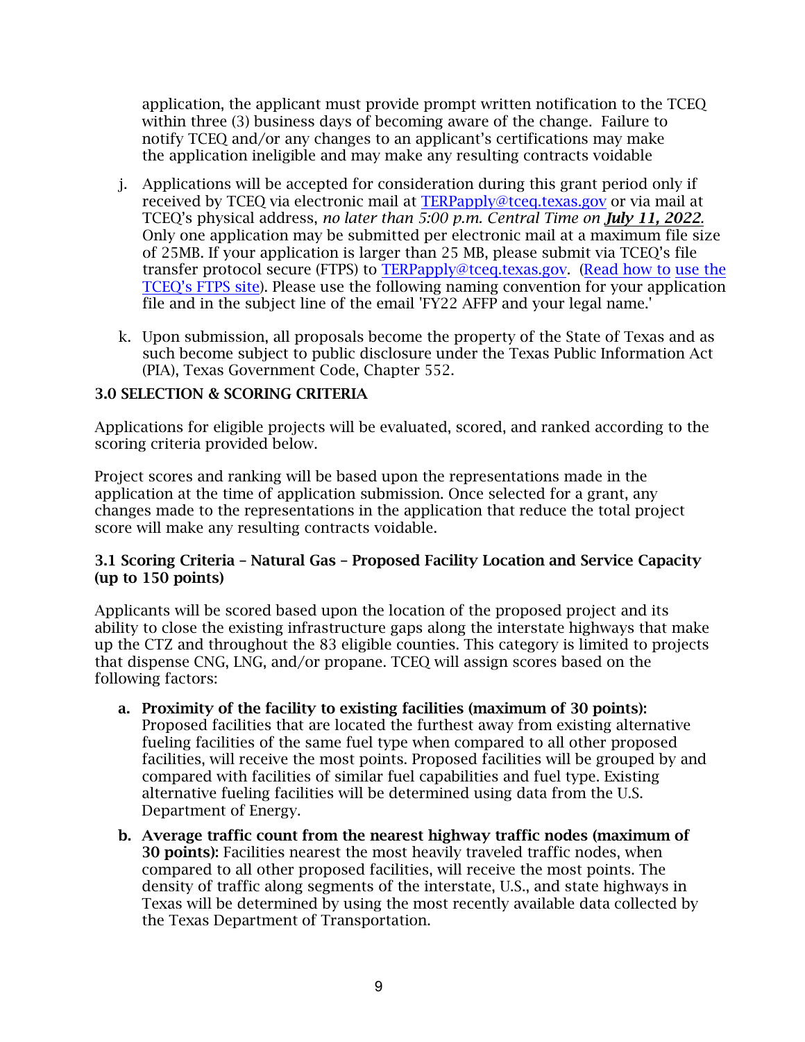application, the applicant must provide prompt written notification to the TCEQ within three (3) business days of becoming aware of the change. Failure to notify TCEQ and/or any changes to an applicant's certifications may make the application ineligible and may make any resulting contracts voidable

j. Applications will be accepted for consideration during this grant period only if received by TCEQ via electronic mail at [TERPapply@tceq.texas.gov](mailto:TERPapply@tceq.texas.gov) or via mail at TCEQ's physical address, *no later than 5:00 p.m. Central Time on **July 11, 2022.*** Only one application may be submitted per electronic mail at a maximum file size of 25MB. If your application is larger than 25 MB, please submit via TCEQ's file transfer protocol secure (FTPS) to [TERPapply@tceq.texas.gov](mailto:TERPapply@tceq.texas.gov). (Read how to use the TCEQ's FTPS site). Please use the following naming convention for your application file and in the subject line of the email 'FY22 AFFP and your legal name.'

k. Upon submission, all proposals become the property of the State of Texas and as such become subject to public disclosure under the Texas Public Information Act (PIA), Texas Government Code, Chapter 552.

## 3.0 SELECTION & SCORING CRITERIA

Applications for eligible projects will be evaluated, scored, and ranked according to the scoring criteria provided below.

Project scores and ranking will be based upon the representations made in the application at the time of application submission. Once selected for a grant, any changes made to the representations in the application that reduce the total project score will make any resulting contracts voidable.

### 3.1 Scoring Criteria – Natural Gas – Proposed Facility Location and Service Capacity (up to 150 points)

Applicants will be scored based upon the location of the proposed project and its ability to close the existing infrastructure gaps along the interstate highways that make up the CTZ and throughout the 83 eligible counties. This category is limited to projects that dispense CNG, LNG, and/or propane. TCEQ will assign scores based on the following factors:

a. **Proximity of the facility to existing facilities (maximum of 30 points):** Proposed facilities that are located the furthest away from existing alternative fueling facilities of the same fuel type when compared to all other proposed facilities, will receive the most points. Proposed facilities will be grouped by and compared with facilities of similar fuel capabilities and fuel type. Existing alternative fueling facilities will be determined using data from the U.S. Department of Energy.

b. **Average traffic count from the nearest highway traffic nodes (maximum of 30 points):** Facilities nearest the most heavily traveled traffic nodes, when compared to all other proposed facilities, will receive the most points. The density of traffic along segments of the interstate, U.S., and state highways in Texas will be determined by using the most recently available data collected by the Texas Department of Transportation.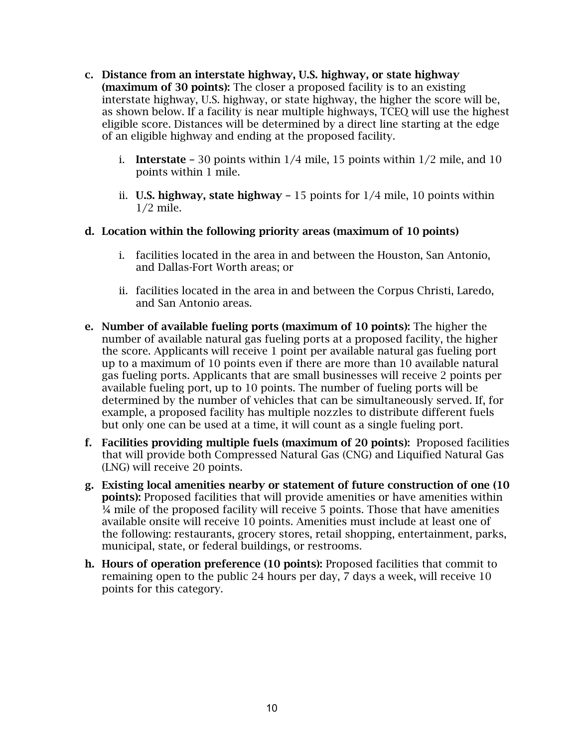c. **Distance from an interstate highway, U.S. highway, or state highway (maximum of 30 points):** The closer a proposed facility is to an existing interstate highway, U.S. highway, or state highway, the higher the score will be, as shown below. If a facility is near multiple highways, TCEQ will use the highest eligible score. Distances will be determined by a direct line starting at the edge of an eligible highway and ending at the proposed facility.

   i. **Interstate** – 30 points within 1/4 mile, 15 points within 1/2 mile, and 10 points within 1 mile.

   ii. **U.S. highway, state highway** – 15 points for 1/4 mile, 10 points within 1/2 mile.

d. **Location within the following priority areas (maximum of 10 points)**

   i. facilities located in the area in and between the Houston, San Antonio, and Dallas-Fort Worth areas; or

   ii. facilities located in the area in and between the Corpus Christi, Laredo, and San Antonio areas.

e. **Number of available fueling ports (maximum of 10 points):** The higher the number of available natural gas fueling ports at a proposed facility, the higher the score. Applicants will receive 1 point per available natural gas fueling port up to a maximum of 10 points even if there are more than 10 available natural gas fueling ports. Applicants that are small businesses will receive 2 points per available fueling port, up to 10 points. The number of fueling ports will be determined by the number of vehicles that can be simultaneously served. If, for example, a proposed facility has multiple nozzles to distribute different fuels but only one can be used at a time, it will count as a single fueling port.

f. **Facilities providing multiple fuels (maximum of 20 points):** Proposed facilities that will provide both Compressed Natural Gas (CNG) and Liquified Natural Gas (LNG) will receive 20 points.

g. **Existing local amenities nearby or statement of future construction of one (10 points):** Proposed facilities that will provide amenities or have amenities within ¼ mile of the proposed facility will receive 5 points. Those that have amenities available onsite will receive 10 points. Amenities must include at least one of the following: restaurants, grocery stores, retail shopping, entertainment, parks, municipal, state, or federal buildings, or restrooms.

h. **Hours of operation preference (10 points):** Proposed facilities that commit to remaining open to the public 24 hours per day, 7 days a week, will receive 10 points for this category.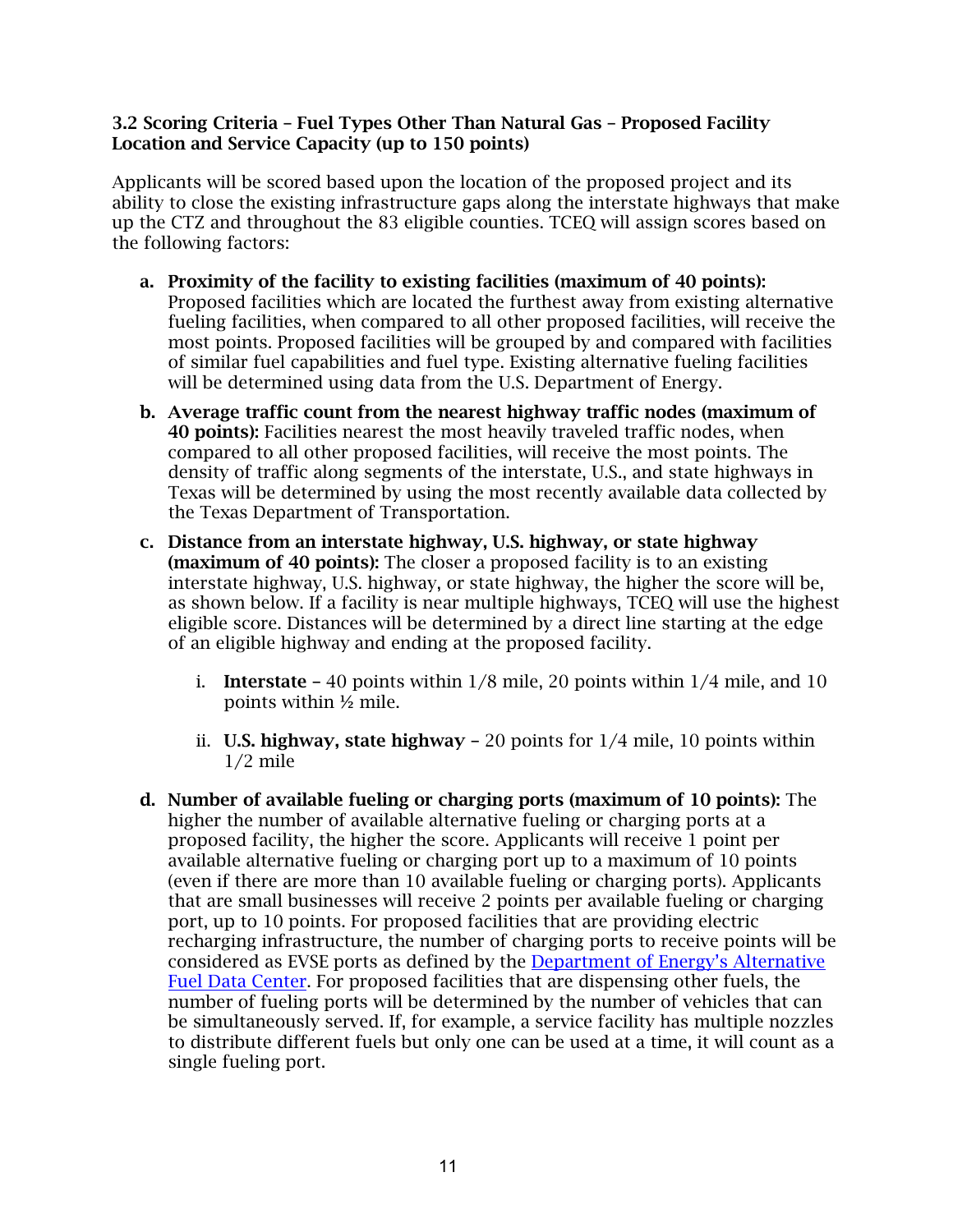### 3.2 Scoring Criteria – Fuel Types Other Than Natural Gas – Proposed Facility Location and Service Capacity (up to 150 points)

Applicants will be scored based upon the location of the proposed project and its ability to close the existing infrastructure gaps along the interstate highways that make up the CTZ and throughout the 83 eligible counties. TCEQ will assign scores based on the following factors:

a. **Proximity of the facility to existing facilities (maximum of 40 points):** Proposed facilities which are located the furthest away from existing alternative fueling facilities, when compared to all other proposed facilities, will receive the most points. Proposed facilities will be grouped by and compared with facilities of similar fuel capabilities and fuel type. Existing alternative fueling facilities will be determined using data from the U.S. Department of Energy.

b. **Average traffic count from the nearest highway traffic nodes (maximum of 40 points):** Facilities nearest the most heavily traveled traffic nodes, when compared to all other proposed facilities, will receive the most points. The density of traffic along segments of the interstate, U.S., and state highways in Texas will be determined by using the most recently available data collected by the Texas Department of Transportation.

c. **Distance from an interstate highway, U.S. highway, or state highway (maximum of 40 points):** The closer a proposed facility is to an existing interstate highway, U.S. highway, or state highway, the higher the score will be, as shown below. If a facility is near multiple highways, TCEQ will use the highest eligible score. Distances will be determined by a direct line starting at the edge of an eligible highway and ending at the proposed facility.

   i. **Interstate** – 40 points within 1/8 mile, 20 points within 1/4 mile, and 10 points within ½ mile.

   ii. **U.S. highway, state highway** – 20 points for 1/4 mile, 10 points within 1/2 mile

d. **Number of available fueling or charging ports (maximum of 10 points):** The higher the number of available alternative fueling or charging ports at a proposed facility, the higher the score. Applicants will receive 1 point per available alternative fueling or charging port up to a maximum of 10 points (even if there are more than 10 available fueling or charging ports). Applicants that are small businesses will receive 2 points per available fueling or charging port, up to 10 points. For proposed facilities that are providing electric recharging infrastructure, the number of charging ports to receive points will be considered as EVSE ports as defined by the [Department of Energy's Alternative Fuel Data Center](). For proposed facilities that are dispensing other fuels, the number of fueling ports will be determined by the number of vehicles that can be simultaneously served. If, for example, a service facility has multiple nozzles to distribute different fuels but only one can be used at a time, it will count as a single fueling port.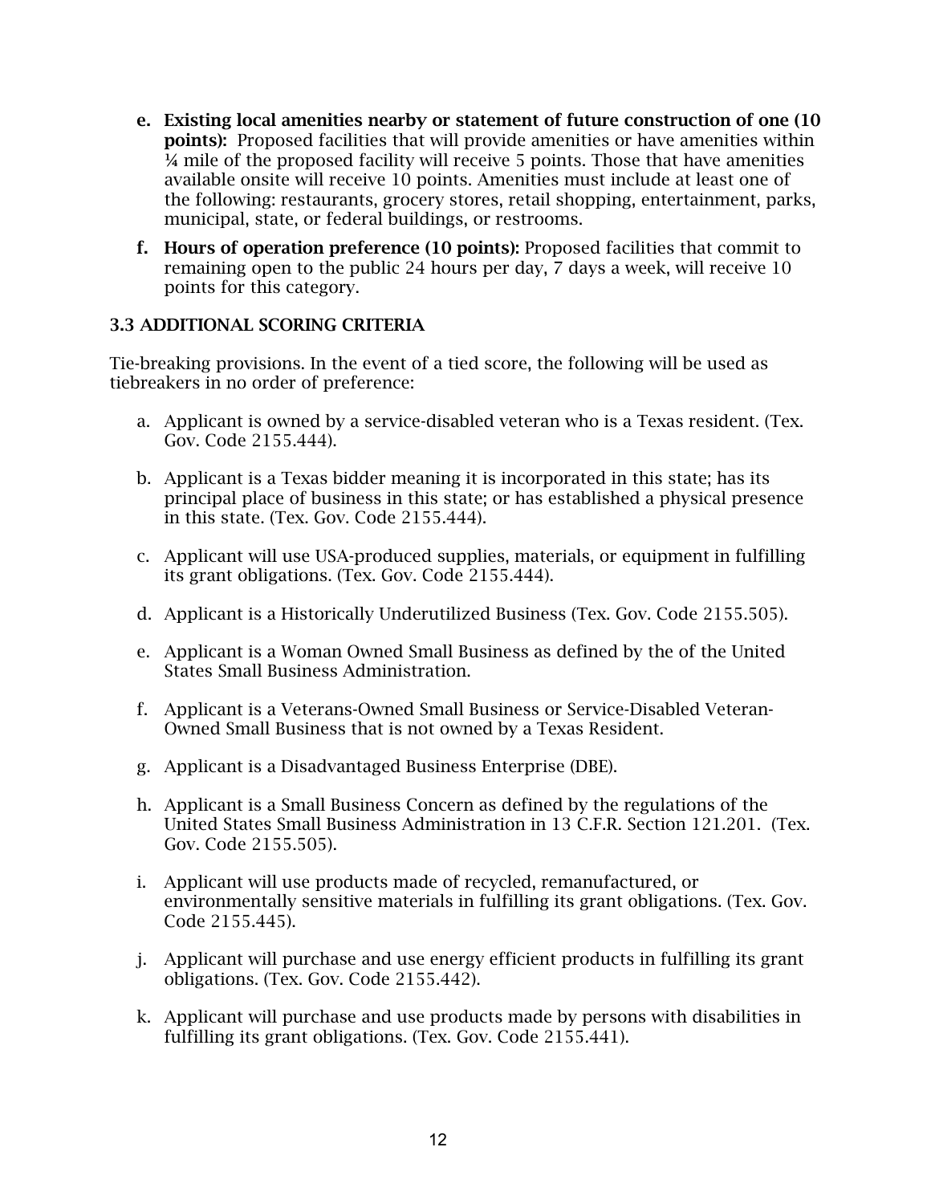e. **Existing local amenities nearby or statement of future construction of one (10 points):** Proposed facilities that will provide amenities or have amenities within ¼ mile of the proposed facility will receive 5 points. Those that have amenities available onsite will receive 10 points. Amenities must include at least one of the following: restaurants, grocery stores, retail shopping, entertainment, parks, municipal, state, or federal buildings, or restrooms.

f. **Hours of operation preference (10 points):** Proposed facilities that commit to remaining open to the public 24 hours per day, 7 days a week, will receive 10 points for this category.

### 3.3 ADDITIONAL SCORING CRITERIA

Tie-breaking provisions. In the event of a tied score, the following will be used as tiebreakers in no order of preference:

a. Applicant is owned by a service-disabled veteran who is a Texas resident. (Tex. Gov. Code 2155.444).

b. Applicant is a Texas bidder meaning it is incorporated in this state; has its principal place of business in this state; or has established a physical presence in this state. (Tex. Gov. Code 2155.444).

c. Applicant will use USA-produced supplies, materials, or equipment in fulfilling its grant obligations. (Tex. Gov. Code 2155.444).

d. Applicant is a Historically Underutilized Business (Tex. Gov. Code 2155.505).

e. Applicant is a Woman Owned Small Business as defined by the of the United States Small Business Administration.

f. Applicant is a Veterans-Owned Small Business or Service-Disabled Veteran-Owned Small Business that is not owned by a Texas Resident.

g. Applicant is a Disadvantaged Business Enterprise (DBE).

h. Applicant is a Small Business Concern as defined by the regulations of the United States Small Business Administration in 13 C.F.R. Section 121.201. (Tex. Gov. Code 2155.505).

i. Applicant will use products made of recycled, remanufactured, or environmentally sensitive materials in fulfilling its grant obligations. (Tex. Gov. Code 2155.445).

j. Applicant will purchase and use energy efficient products in fulfilling its grant obligations. (Tex. Gov. Code 2155.442).

k. Applicant will purchase and use products made by persons with disabilities in fulfilling its grant obligations. (Tex. Gov. Code 2155.441).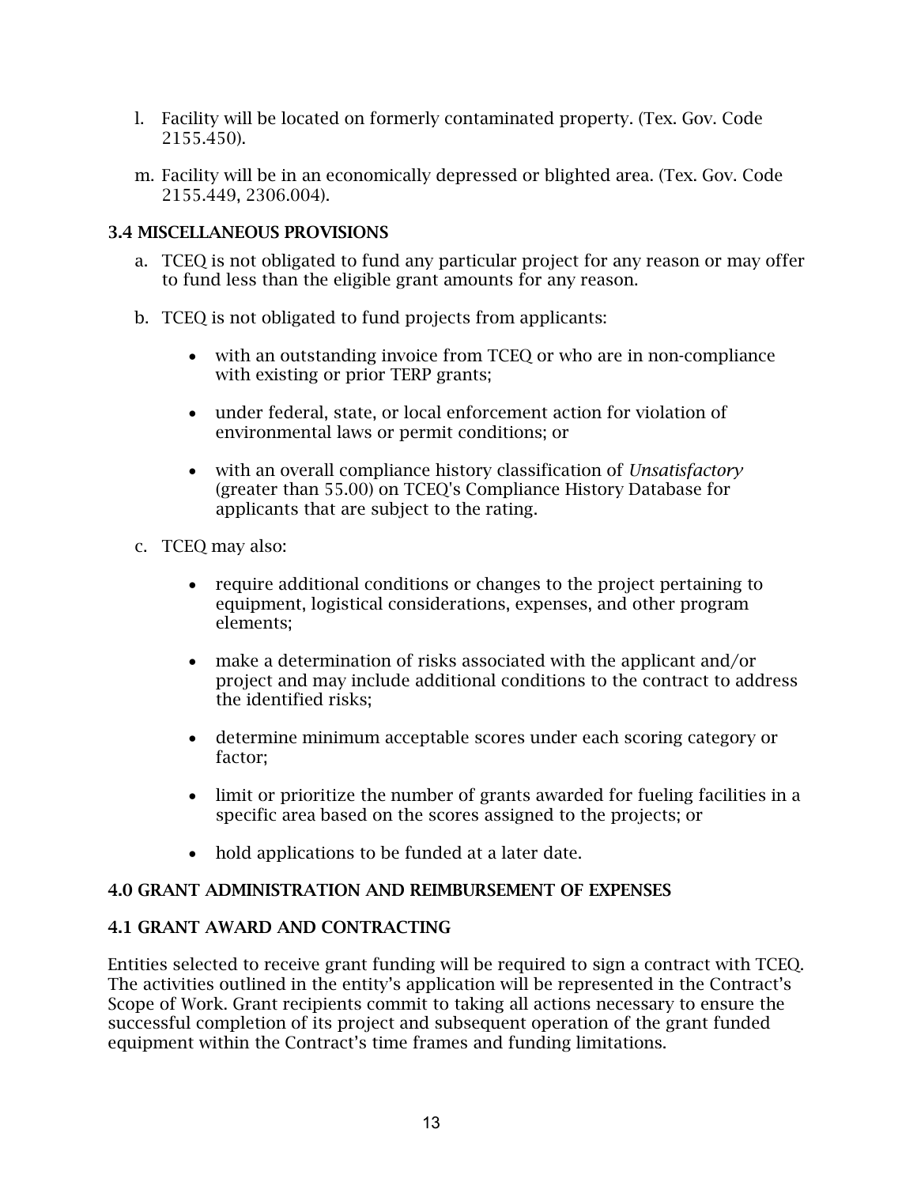l. Facility will be located on formerly contaminated property. (Tex. Gov. Code 2155.450).

m. Facility will be in an economically depressed or blighted area. (Tex. Gov. Code 2155.449, 2306.004).

### 3.4 MISCELLANEOUS PROVISIONS

a. TCEQ is not obligated to fund any particular project for any reason or may offer to fund less than the eligible grant amounts for any reason.

b. TCEQ is not obligated to fund projects from applicants:

   - with an outstanding invoice from TCEQ or who are in non-compliance with existing or prior TERP grants;
   - under federal, state, or local enforcement action for violation of environmental laws or permit conditions; or
   - with an overall compliance history classification of *Unsatisfactory* (greater than 55.00) on TCEQ's Compliance History Database for applicants that are subject to the rating.

c. TCEQ may also:

   - require additional conditions or changes to the project pertaining to equipment, logistical considerations, expenses, and other program elements;
   - make a determination of risks associated with the applicant and/or project and may include additional conditions to the contract to address the identified risks;
   - determine minimum acceptable scores under each scoring category or factor;
   - limit or prioritize the number of grants awarded for fueling facilities in a specific area based on the scores assigned to the projects; or
   - hold applications to be funded at a later date.

## 4.0 GRANT ADMINISTRATION AND REIMBURSEMENT OF EXPENSES

### 4.1 GRANT AWARD AND CONTRACTING

Entities selected to receive grant funding will be required to sign a contract with TCEQ. The activities outlined in the entity's application will be represented in the Contract's Scope of Work. Grant recipients commit to taking all actions necessary to ensure the successful completion of its project and subsequent operation of the grant funded equipment within the Contract's time frames and funding limitations.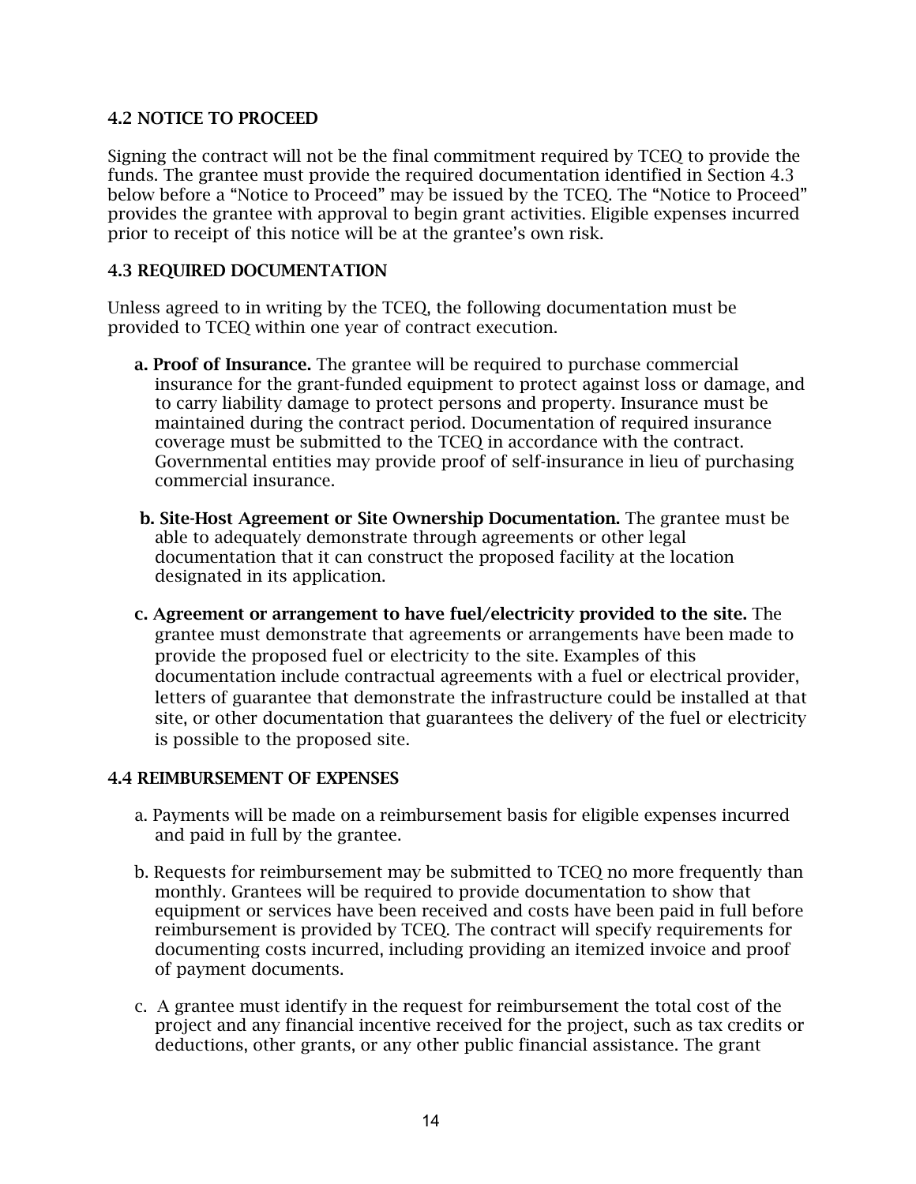### 4.2 NOTICE TO PROCEED

Signing the contract will not be the final commitment required by TCEQ to provide the funds. The grantee must provide the required documentation identified in Section 4.3 below before a "Notice to Proceed" may be issued by the TCEQ. The "Notice to Proceed" provides the grantee with approval to begin grant activities. Eligible expenses incurred prior to receipt of this notice will be at the grantee's own risk.

### 4.3 REQUIRED DOCUMENTATION

Unless agreed to in writing by the TCEQ, the following documentation must be provided to TCEQ within one year of contract execution.

**a. Proof of Insurance.** The grantee will be required to purchase commercial insurance for the grant-funded equipment to protect against loss or damage, and to carry liability damage to protect persons and property. Insurance must be maintained during the contract period. Documentation of required insurance coverage must be submitted to the TCEQ in accordance with the contract. Governmental entities may provide proof of self-insurance in lieu of purchasing commercial insurance.

**b. Site-Host Agreement or Site Ownership Documentation.** The grantee must be able to adequately demonstrate through agreements or other legal documentation that it can construct the proposed facility at the location designated in its application.

**c. Agreement or arrangement to have fuel/electricity provided to the site.** The grantee must demonstrate that agreements or arrangements have been made to provide the proposed fuel or electricity to the site. Examples of this documentation include contractual agreements with a fuel or electrical provider, letters of guarantee that demonstrate the infrastructure could be installed at that site, or other documentation that guarantees the delivery of the fuel or electricity is possible to the proposed site.

### 4.4 REIMBURSEMENT OF EXPENSES

a. Payments will be made on a reimbursement basis for eligible expenses incurred and paid in full by the grantee.

b. Requests for reimbursement may be submitted to TCEQ no more frequently than monthly. Grantees will be required to provide documentation to show that equipment or services have been received and costs have been paid in full before reimbursement is provided by TCEQ. The contract will specify requirements for documenting costs incurred, including providing an itemized invoice and proof of payment documents.

c. A grantee must identify in the request for reimbursement the total cost of the project and any financial incentive received for the project, such as tax credits or deductions, other grants, or any other public financial assistance. The grant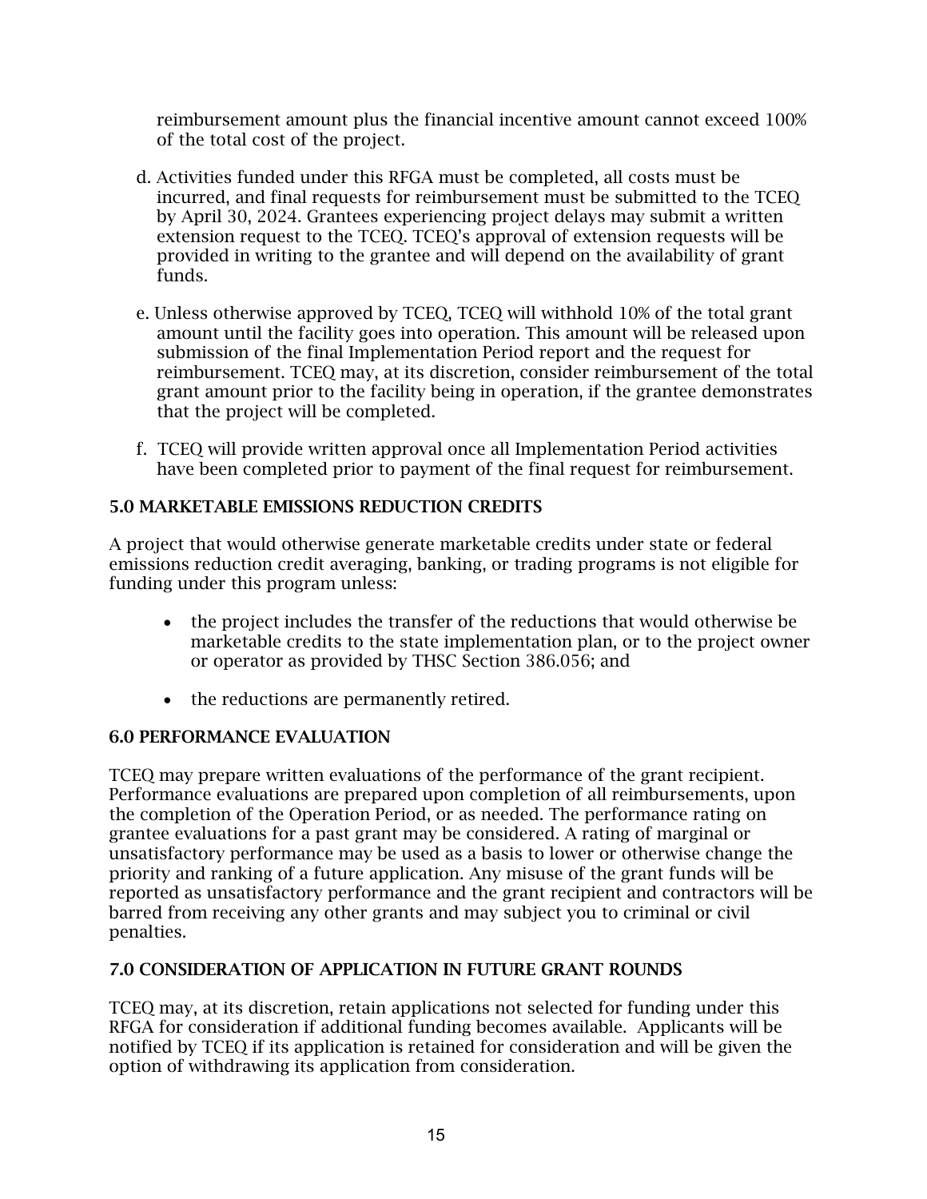reimbursement amount plus the financial incentive amount cannot exceed 100% of the total cost of the project.

d. Activities funded under this RFGA must be completed, all costs must be incurred, and final requests for reimbursement must be submitted to the TCEQ by April 30, 2024. Grantees experiencing project delays may submit a written extension request to the TCEQ. TCEQ's approval of extension requests will be provided in writing to the grantee and will depend on the availability of grant funds.

e. Unless otherwise approved by TCEQ, TCEQ will withhold 10% of the total grant amount until the facility goes into operation. This amount will be released upon submission of the final Implementation Period report and the request for reimbursement. TCEQ may, at its discretion, consider reimbursement of the total grant amount prior to the facility being in operation, if the grantee demonstrates that the project will be completed.

f. TCEQ will provide written approval once all Implementation Period activities have been completed prior to payment of the final request for reimbursement.

## 5.0 MARKETABLE EMISSIONS REDUCTION CREDITS

A project that would otherwise generate marketable credits under state or federal emissions reduction credit averaging, banking, or trading programs is not eligible for funding under this program unless:

- the project includes the transfer of the reductions that would otherwise be marketable credits to the state implementation plan, or to the project owner or operator as provided by THSC Section 386.056; and
- the reductions are permanently retired.

## 6.0 PERFORMANCE EVALUATION

TCEQ may prepare written evaluations of the performance of the grant recipient. Performance evaluations are prepared upon completion of all reimbursements, upon the completion of the Operation Period, or as needed. The performance rating on grantee evaluations for a past grant may be considered. A rating of marginal or unsatisfactory performance may be used as a basis to lower or otherwise change the priority and ranking of a future application. Any misuse of the grant funds will be reported as unsatisfactory performance and the grant recipient and contractors will be barred from receiving any other grants and may subject you to criminal or civil penalties.

## 7.0 CONSIDERATION OF APPLICATION IN FUTURE GRANT ROUNDS

TCEQ may, at its discretion, retain applications not selected for funding under this RFGA for consideration if additional funding becomes available. Applicants will be notified by TCEQ if its application is retained for consideration and will be given the option of withdrawing its application from consideration.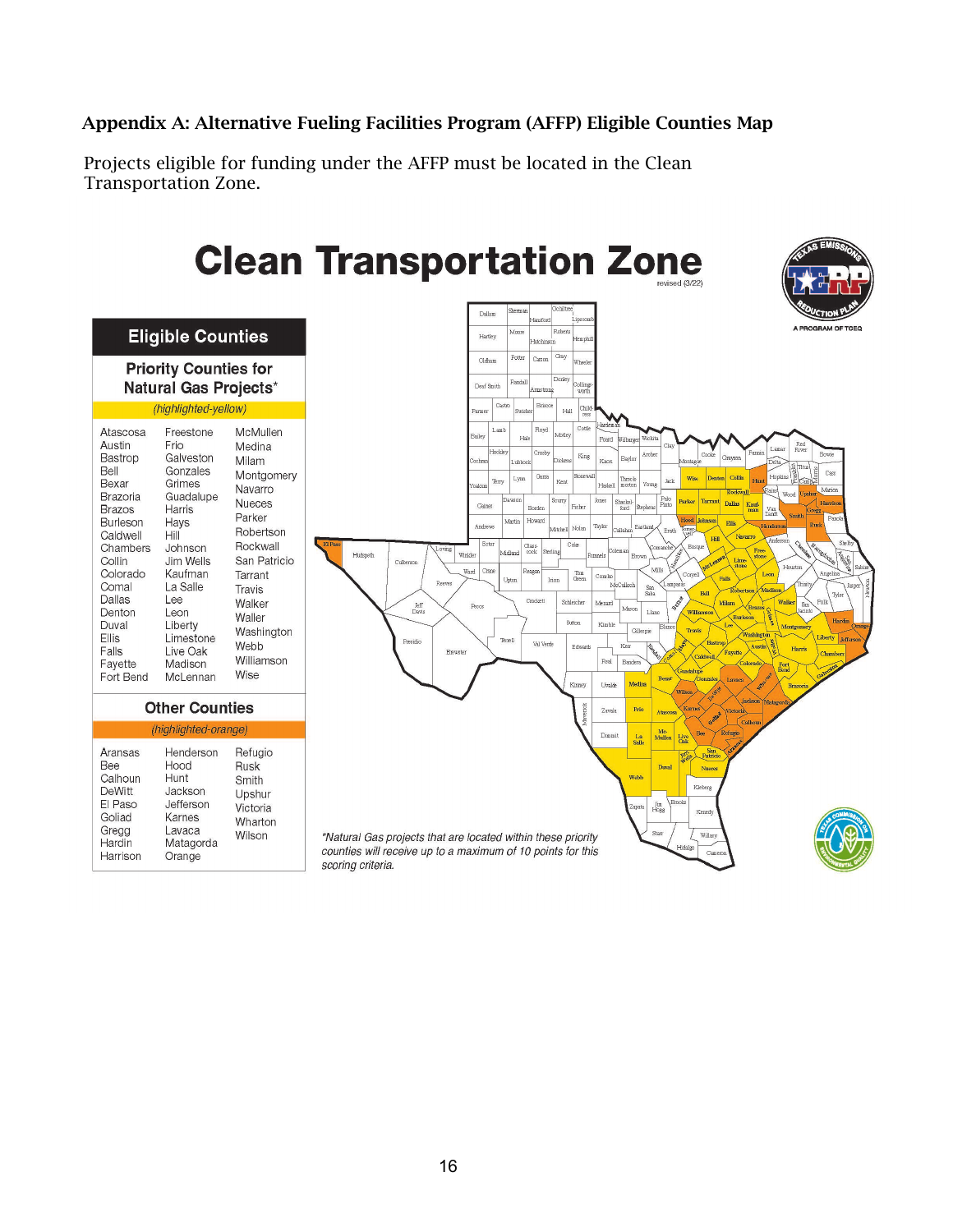## Appendix A: Alternative Fueling Facilities Program (AFFP) Eligible Counties Map

Projects eligible for funding under the AFFP must be located in the Clean Transportation Zone.

# Clean Transportation Zone

revised (3/22)

TEXAS EMISSIONS REDUCTION PLAN
A PROGRAM OF TCEQ

### Eligible Counties

#### Priority Counties for Natural Gas Projects*

*(highlighted-yellow)*

| | | |
|---|---|---|
| Atascosa | Freestone | McMullen |
| Austin | Frio | Medina |
| Bastrop | Galveston | Milam |
| Bell | Gonzales | Montgomery |
| Bexar | Grimes | Navarro |
| Brazoria | Guadalupe | Nueces |
| Brazos | Harris | Parker |
| Burleson | Hays | Robertson |
| Caldwell | Hill | Rockwall |
| Chambers | Johnson | San Patricio |
| Collin | Jim Wells | Tarrant |
| Colorado | Kaufman | Travis |
| Comal | La Salle | Walker |
| Dallas | Lee | Waller |
| Denton | Leon | Washington |
| Duval | Liberty | Webb |
| Ellis | Limestone | Williamson |
| Falls | Live Oak | Wise |
| Fayette | Madison | |
| Fort Bend | McLennan | |

#### Other Counties

*(highlighted-orange)*

| | | |
|---|---|---|
| Aransas | Henderson | Refugio |
| Bee | Hood | Rusk |
| Calhoun | Hunt | Smith |
| DeWitt | Jackson | Upshur |
| El Paso | Jefferson | Victoria |
| Goliad | Karnes | Wharton |
| Gregg | Lavaca | Wilson |
| Hardin | Matagorda | |
| Harrison | Orange | |

*Natural Gas projects that are located within these priority counties will receive up to a maximum of 10 points for this scoring criteria.